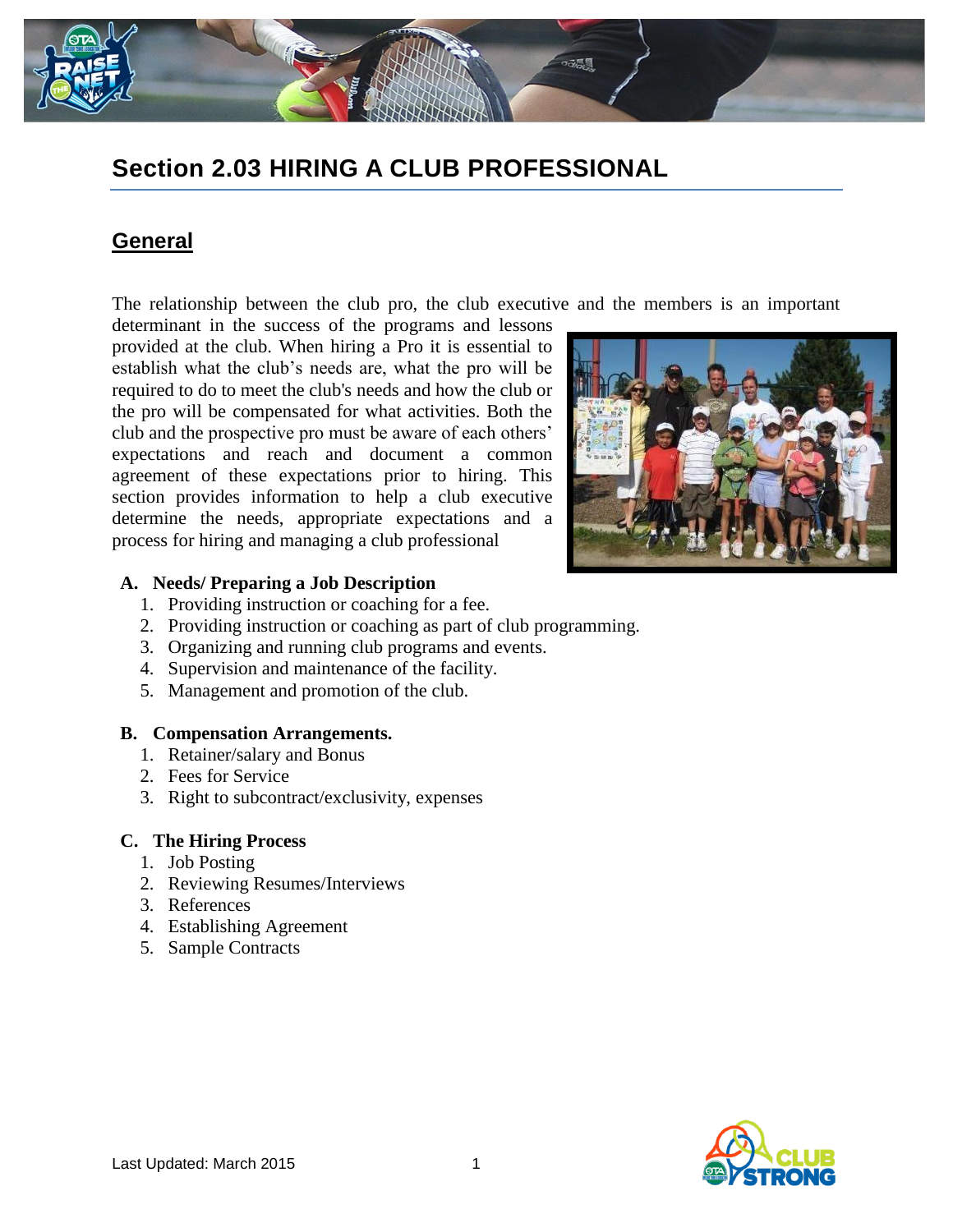# Section 2.03 HIRING A CLUB PROFESSIONAL

## General

The relationship between the club pro, the club executive and the members is an important determinant in the success of the programs and lessons provided at the club. When hiring a Pro it is essential to establish what the club's needs are, what the pro will be required to do to meet the club's needs and how the club or the pro will be compensated for what activities. Both the club and the prospective pro must be aware of each others' expectations and reach and document a common agreement of these expectations prior to hiring. This section provides information to help a club executive determine the needs, appropriate expectations and a process for hiring and managing a club professional

**A. Needs/ Preparing a Job Description**

1. Providing instruction or coaching for a fee.
2. Providing instruction or coaching as part of club programming.
3. Organizing and running club programs and events.
4. Supervision and maintenance of the facility.
5. Management and promotion of the club.

**B. Compensation Arrangements.**

1. Retainer/salary and Bonus
2. Fees for Service
3. Right to subcontract/exclusivity, expenses

**C. The Hiring Process**

1. Job Posting
2. Reviewing Resumes/Interviews
3. References
4. Establishing Agreement
5. Sample Contracts

Last Updated: March 2015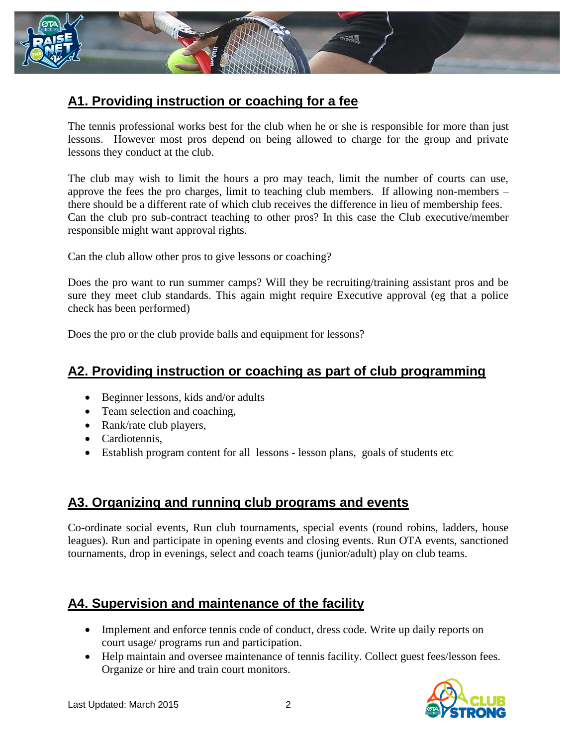## A1. Providing instruction or coaching for a fee

The tennis professional works best for the club when he or she is responsible for more than just lessons. However most pros depend on being allowed to charge for the group and private lessons they conduct at the club.

The club may wish to limit the hours a pro may teach, limit the number of courts can use, approve the fees the pro charges, limit to teaching club members. If allowing non-members – there should be a different rate of which club receives the difference in lieu of membership fees. Can the club pro sub-contract teaching to other pros? In this case the Club executive/member responsible might want approval rights.

Can the club allow other pros to give lessons or coaching?

Does the pro want to run summer camps? Will they be recruiting/training assistant pros and be sure they meet club standards. This again might require Executive approval (eg that a police check has been performed)

Does the pro or the club provide balls and equipment for lessons?

## A2. Providing instruction or coaching as part of club programming

- Beginner lessons, kids and/or adults
- Team selection and coaching,
- Rank/rate club players,
- Cardiotennis,
- Establish program content for all lessons - lesson plans, goals of students etc

## A3. Organizing and running club programs and events

Co-ordinate social events, Run club tournaments, special events (round robins, ladders, house leagues). Run and participate in opening events and closing events. Run OTA events, sanctioned tournaments, drop in evenings, select and coach teams (junior/adult) play on club teams.

## A4. Supervision and maintenance of the facility

- Implement and enforce tennis code of conduct, dress code. Write up daily reports on court usage/ programs run and participation.
- Help maintain and oversee maintenance of tennis facility. Collect guest fees/lesson fees. Organize or hire and train court monitors.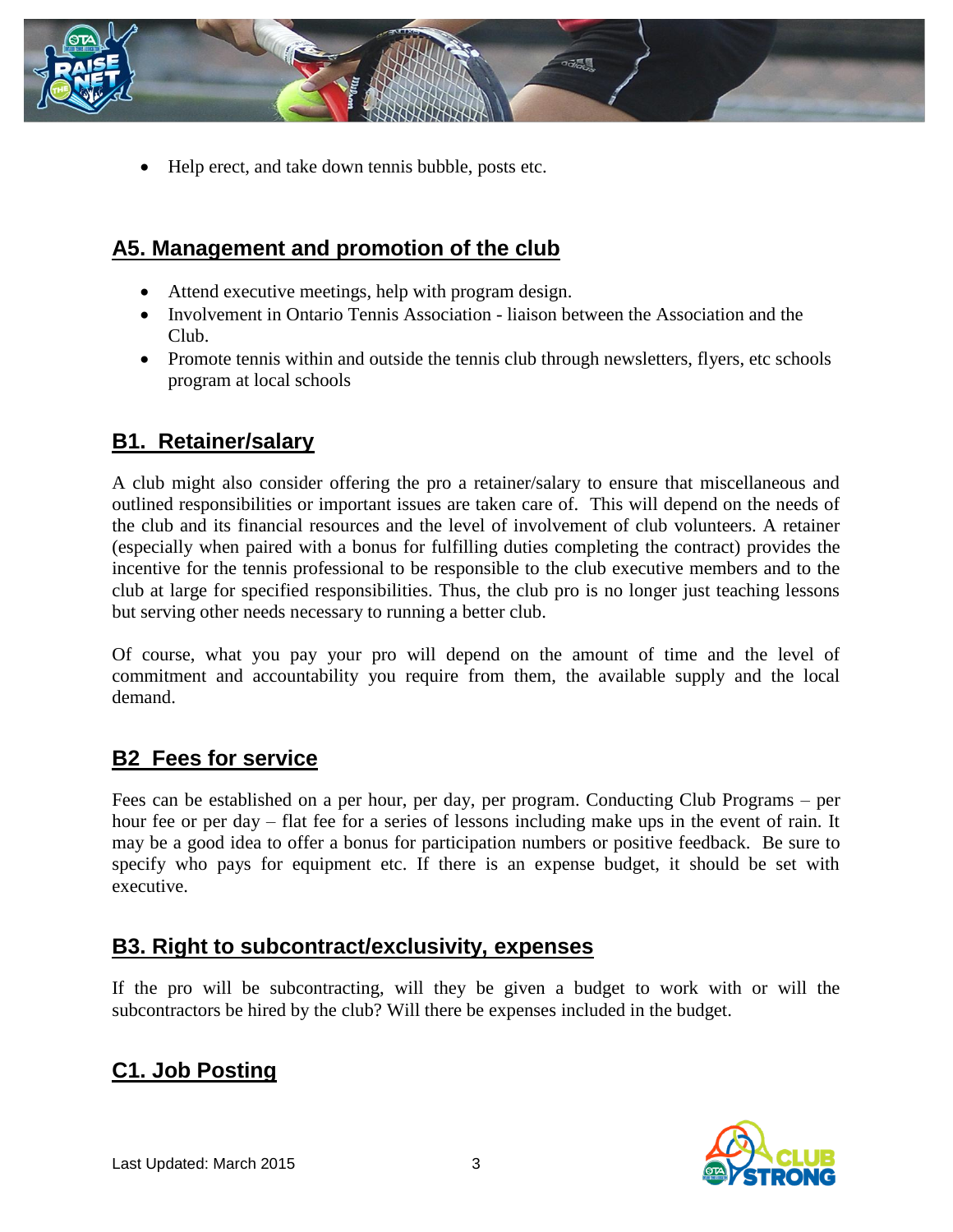- Help erect, and take down tennis bubble, posts etc.

## A5. Management and promotion of the club

- Attend executive meetings, help with program design.
- Involvement in Ontario Tennis Association - liaison between the Association and the Club.
- Promote tennis within and outside the tennis club through newsletters, flyers, etc schools program at local schools

## B1. Retainer/salary

A club might also consider offering the pro a retainer/salary to ensure that miscellaneous and outlined responsibilities or important issues are taken care of. This will depend on the needs of the club and its financial resources and the level of involvement of club volunteers. A retainer (especially when paired with a bonus for fulfilling duties completing the contract) provides the incentive for the tennis professional to be responsible to the club executive members and to the club at large for specified responsibilities. Thus, the club pro is no longer just teaching lessons but serving other needs necessary to running a better club.

Of course, what you pay your pro will depend on the amount of time and the level of commitment and accountability you require from them, the available supply and the local demand.

## B2 Fees for service

Fees can be established on a per hour, per day, per program. Conducting Club Programs – per hour fee or per day – flat fee for a series of lessons including make ups in the event of rain. It may be a good idea to offer a bonus for participation numbers or positive feedback. Be sure to specify who pays for equipment etc. If there is an expense budget, it should be set with executive.

## B3. Right to subcontract/exclusivity, expenses

If the pro will be subcontracting, will they be given a budget to work with or will the subcontractors be hired by the club? Will there be expenses included in the budget.

## C1. Job Posting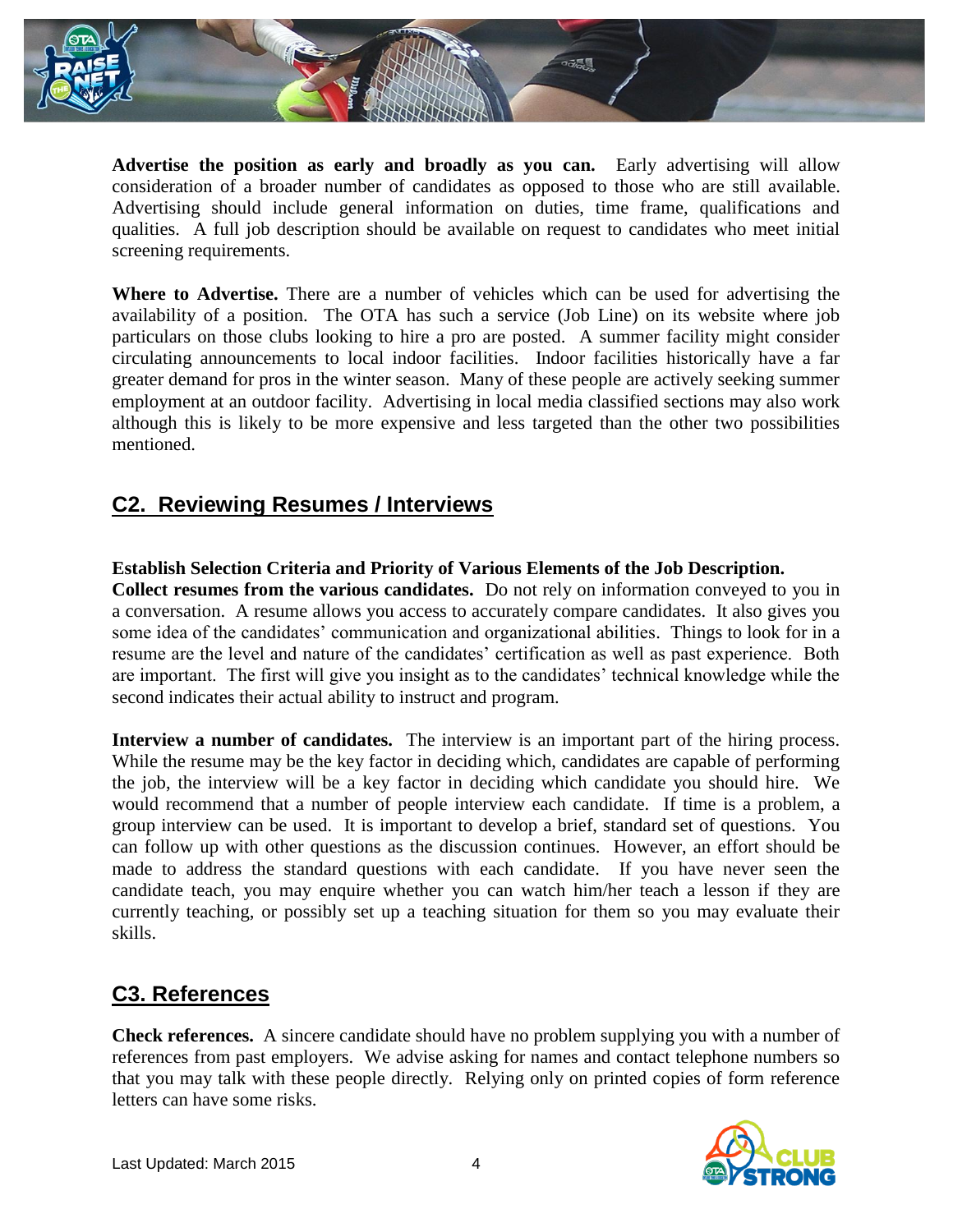**Advertise the position as early and broadly as you can.** Early advertising will allow consideration of a broader number of candidates as opposed to those who are still available. Advertising should include general information on duties, time frame, qualifications and qualities. A full job description should be available on request to candidates who meet initial screening requirements.

**Where to Advertise.** There are a number of vehicles which can be used for advertising the availability of a position. The OTA has such a service (Job Line) on its website where job particulars on those clubs looking to hire a pro are posted. A summer facility might consider circulating announcements to local indoor facilities. Indoor facilities historically have a far greater demand for pros in the winter season. Many of these people are actively seeking summer employment at an outdoor facility. Advertising in local media classified sections may also work although this is likely to be more expensive and less targeted than the other two possibilities mentioned.

## C2. Reviewing Resumes / Interviews

**Establish Selection Criteria and Priority of Various Elements of the Job Description.**

**Collect resumes from the various candidates.** Do not rely on information conveyed to you in a conversation. A resume allows you access to accurately compare candidates. It also gives you some idea of the candidates' communication and organizational abilities. Things to look for in a resume are the level and nature of the candidates' certification as well as past experience. Both are important. The first will give you insight as to the candidates' technical knowledge while the second indicates their actual ability to instruct and program.

**Interview a number of candidates.** The interview is an important part of the hiring process. While the resume may be the key factor in deciding which, candidates are capable of performing the job, the interview will be a key factor in deciding which candidate you should hire. We would recommend that a number of people interview each candidate. If time is a problem, a group interview can be used. It is important to develop a brief, standard set of questions. You can follow up with other questions as the discussion continues. However, an effort should be made to address the standard questions with each candidate. If you have never seen the candidate teach, you may enquire whether you can watch him/her teach a lesson if they are currently teaching, or possibly set up a teaching situation for them so you may evaluate their skills.

## C3. References

**Check references.** A sincere candidate should have no problem supplying you with a number of references from past employers. We advise asking for names and contact telephone numbers so that you may talk with these people directly. Relying only on printed copies of form reference letters can have some risks.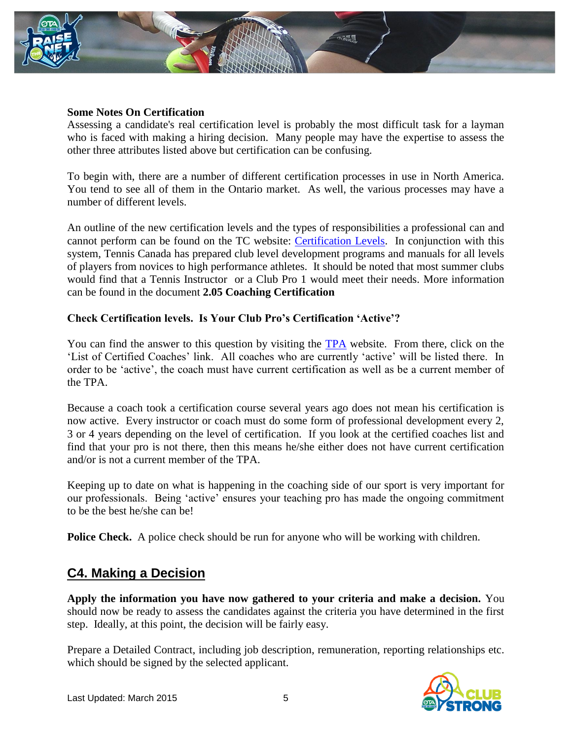**Some Notes On Certification**
Assessing a candidate's real certification level is probably the most difficult task for a layman who is faced with making a hiring decision. Many people may have the expertise to assess the other three attributes listed above but certification can be confusing.

To begin with, there are a number of different certification processes in use in North America. You tend to see all of them in the Ontario market. As well, the various processes may have a number of different levels.

An outline of the new certification levels and the types of responsibilities a professional can and cannot perform can be found on the TC website: Certification Levels. In conjunction with this system, Tennis Canada has prepared club level development programs and manuals for all levels of players from novices to high performance athletes. It should be noted that most summer clubs would find that a Tennis Instructor or a Club Pro 1 would meet their needs. More information can be found in the document **2.05 Coaching Certification**

**Check Certification levels. Is Your Club Pro's Certification 'Active'?**

You can find the answer to this question by visiting the TPA website. From there, click on the 'List of Certified Coaches' link. All coaches who are currently 'active' will be listed there. In order to be 'active', the coach must have current certification as well as be a current member of the TPA.

Because a coach took a certification course several years ago does not mean his certification is now active. Every instructor or coach must do some form of professional development every 2, 3 or 4 years depending on the level of certification. If you look at the certified coaches list and find that your pro is not there, then this means he/she either does not have current certification and/or is not a current member of the TPA.

Keeping up to date on what is happening in the coaching side of our sport is very important for our professionals. Being 'active' ensures your teaching pro has made the ongoing commitment to be the best he/she can be!

**Police Check.** A police check should be run for anyone who will be working with children.

## C4. Making a Decision

**Apply the information you have now gathered to your criteria and make a decision.** You should now be ready to assess the candidates against the criteria you have determined in the first step. Ideally, at this point, the decision will be fairly easy.

Prepare a Detailed Contract, including job description, remuneration, reporting relationships etc. which should be signed by the selected applicant.

Last Updated: March 2015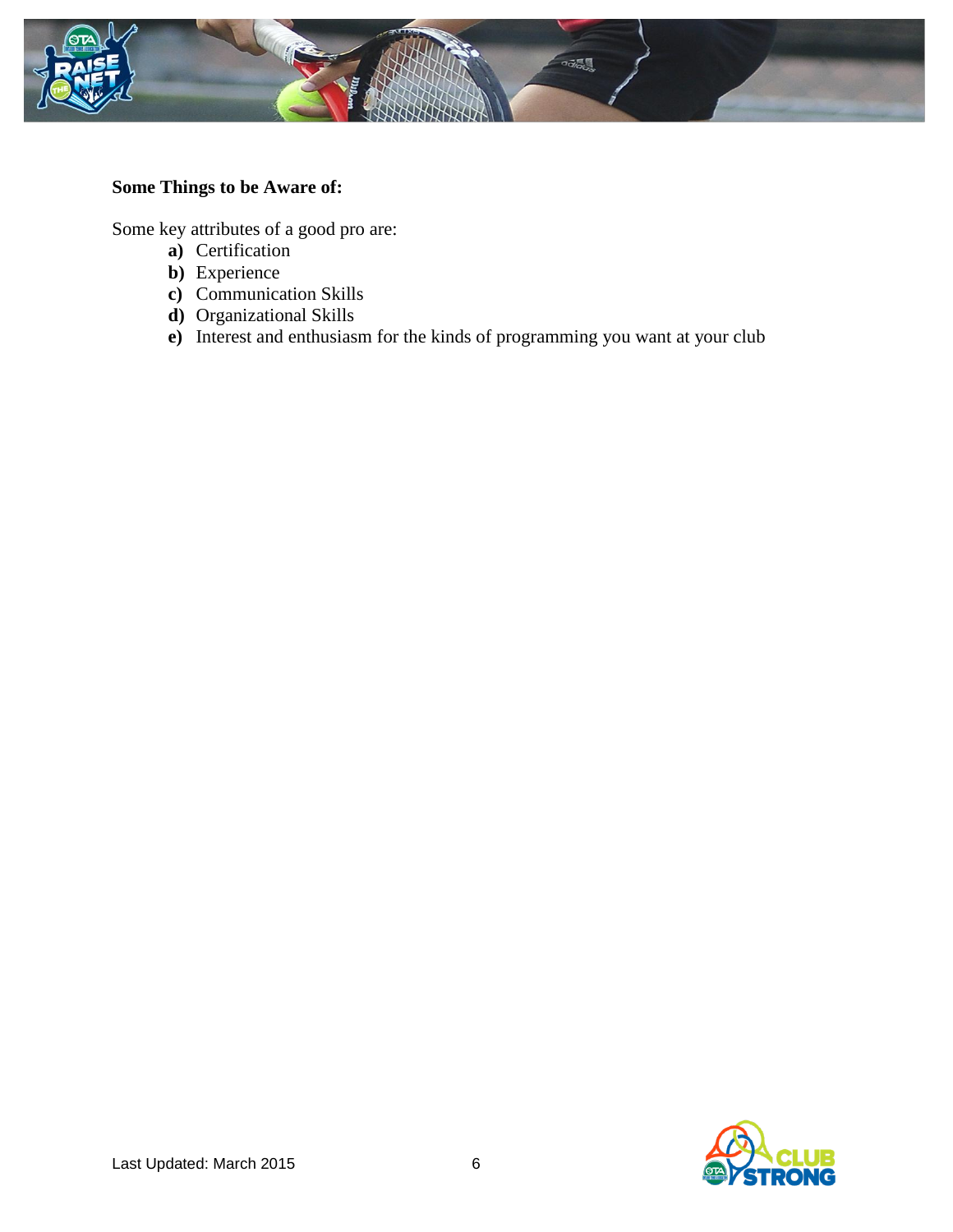**Some Things to be Aware of:**

Some key attributes of a good pro are:

- **a)** Certification
- **b)** Experience
- **c)** Communication Skills
- **d)** Organizational Skills
- **e)** Interest and enthusiasm for the kinds of programming you want at your club